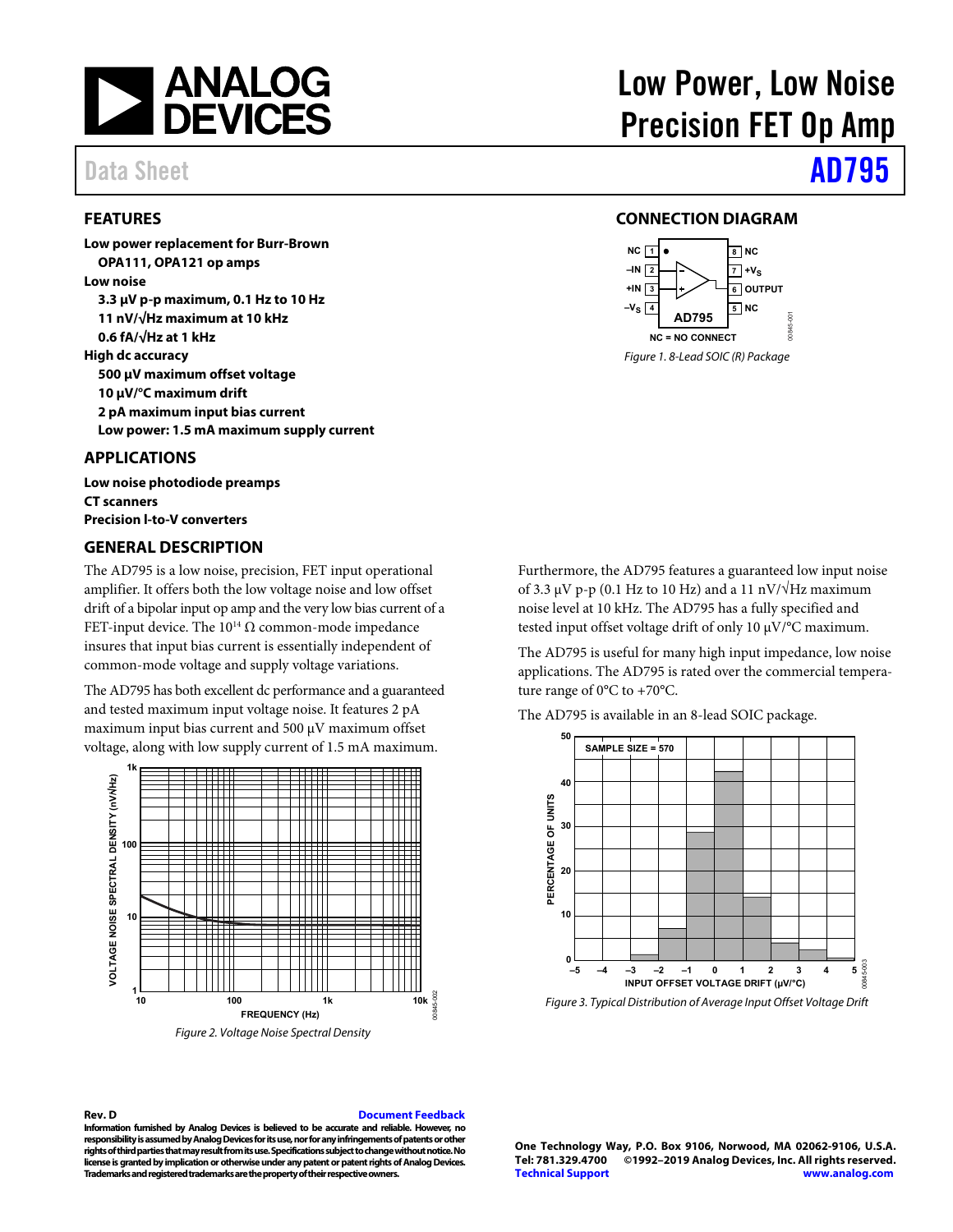# Low Power, Low Noise Precision FET Op Amp

Data Sheet

# AD795

## FEATURES

**Low power replacement for Burr-Brown OPA111, OPA121 op amps**

**Low noise**

- **3.3 μV p-p maximum, 0.1 Hz to 10 Hz**
- **11 nV/√Hz maximum at 10 kHz**
- **0.6 fA/√Hz at 1 kHz**

**High dc accuracy**

- **500 μV maximum offset voltage**
- **10 μV/°C maximum drift**
- **2 pA maximum input bias current**
- **Low power: 1.5 mA maximum supply current**

## APPLICATIONS

**Low noise photodiode preamps**
**CT scanners**
**Precision I-to-V converters**

## CONNECTION DIAGRAM

Figure 1. 8-Lead SOIC (R) Package

## GENERAL DESCRIPTION

The AD795 is a low noise, precision, FET input operational amplifier. It offers both the low voltage noise and low offset drift of a bipolar input op amp and the very low bias current of a FET-input device. The $10^{14}$ Ω common-mode impedance insures that input bias current is essentially independent of common-mode voltage and supply voltage variations.

The AD795 has both excellent dc performance and a guaranteed and tested maximum input voltage noise. It features 2 pA maximum input bias current and 500 μV maximum offset voltage, along with low supply current of 1.5 mA maximum.

Figure 2. Voltage Noise Spectral Density

Furthermore, the AD795 features a guaranteed low input noise of 3.3 μV p-p (0.1 Hz to 10 Hz) and a 11 nV/√Hz maximum noise level at 10 kHz. The AD795 has a fully specified and tested input offset voltage drift of only 10 μV/°C maximum.

The AD795 is useful for many high input impedance, low noise applications. The AD795 is rated over the commercial temperature range of 0°C to +70°C.

The AD795 is available in an 8-lead SOIC package.

Figure 3. Typical Distribution of Average Input Offset Voltage Drift

Rev. D

Information furnished by Analog Devices is believed to be accurate and reliable. However, no responsibility is assumed by Analog Devices for its use, nor for any infringements of patents or other rights of third parties that may result from its use. Specifications subject to change without notice. No license is granted by implication or otherwise under any patent or patent rights of Analog Devices. Trademarks and registered trademarks are the property of their respective owners.

One Technology Way, P.O. Box 9106, Norwood, MA 02062-9106, U.S.A.
Tel: 781.329.4700 ©1992–2019 Analog Devices, Inc. All rights reserved.
Technical Support www.analog.com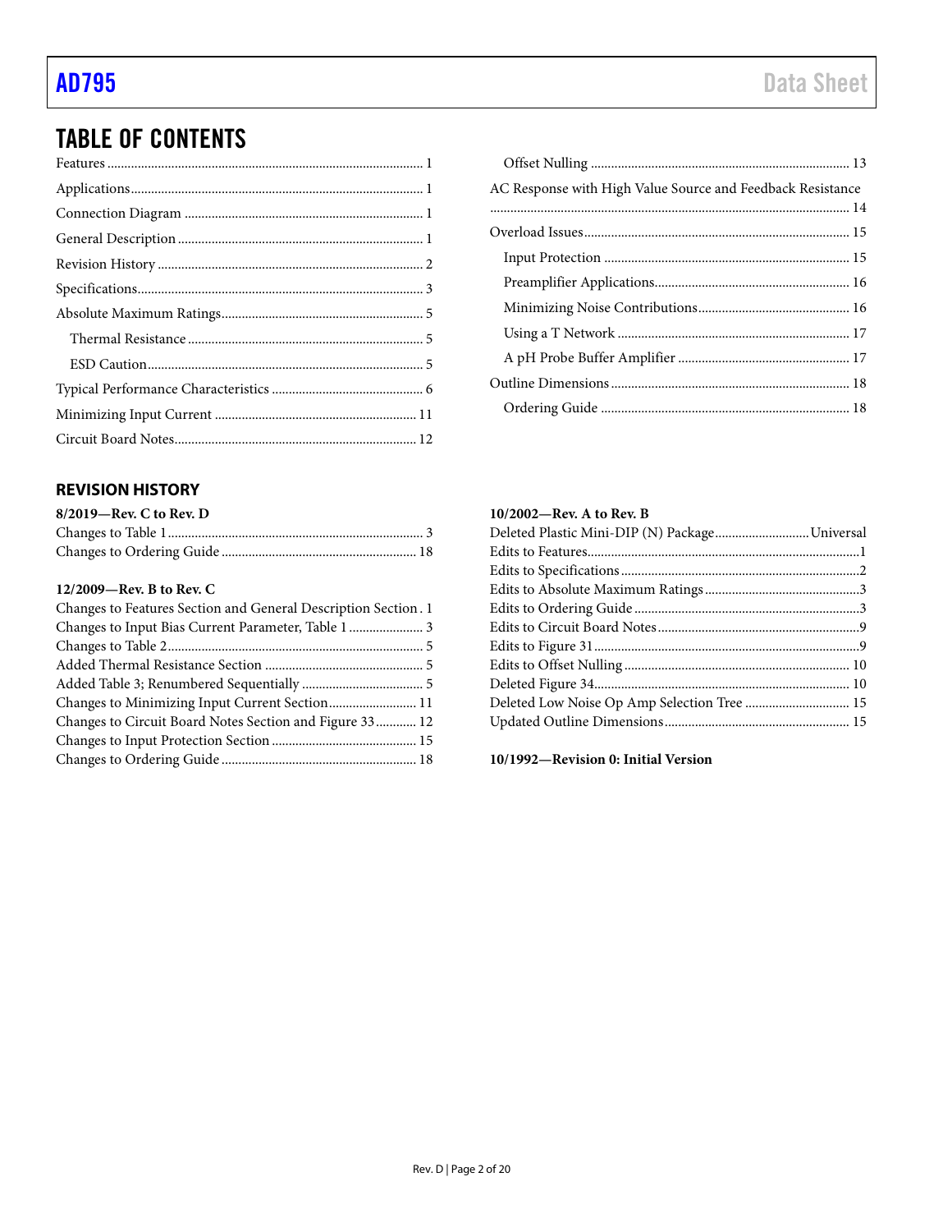## TABLE OF CONTENTS

Features ... 1
Applications ... 1
Connection Diagram ... 1
General Description ... 1
Revision History ... 2
Specifications ... 3
Absolute Maximum Ratings ... 5
  Thermal Resistance ... 5
  ESD Caution ... 5
Typical Performance Characteristics ... 6
Minimizing Input Current ... 11
Circuit Board Notes ... 12
  Offset Nulling ... 13
AC Response with High Value Source and Feedback Resistance ... 14
Overload Issues ... 15
  Input Protection ... 15
  Preamplifier Applications ... 16
  Minimizing Noise Contributions ... 16
  Using a T Network ... 17
  A pH Probe Buffer Amplifier ... 17
Outline Dimensions ... 18
  Ordering Guide ... 18

### REVISION HISTORY

**8/2019—Rev. C to Rev. D**

Changes to Table 1 ... 3
Changes to Ordering Guide ... 18

**12/2009—Rev. B to Rev. C**

Changes to Features Section and General Description Section . 1
Changes to Input Bias Current Parameter, Table 1 ... 3
Changes to Table 2 ... 5
Added Thermal Resistance Section ... 5
Added Table 3; Renumbered Sequentially ... 5
Changes to Minimizing Input Current Section ... 11
Changes to Circuit Board Notes Section and Figure 33 ... 12
Changes to Input Protection Section ... 15
Changes to Ordering Guide ... 18

**10/2002—Rev. A to Rev. B**

Deleted Plastic Mini-DIP (N) Package ... Universal
Edits to Features ... 1
Edits to Specifications ... 2
Edits to Absolute Maximum Ratings ... 3
Edits to Ordering Guide ... 3
Edits to Circuit Board Notes ... 9
Edits to Figure 31 ... 9
Edits to Offset Nulling ... 10
Deleted Figure 34 ... 10
Deleted Low Noise Op Amp Selection Tree ... 15
Updated Outline Dimensions ... 15

**10/1992—Revision 0: Initial Version**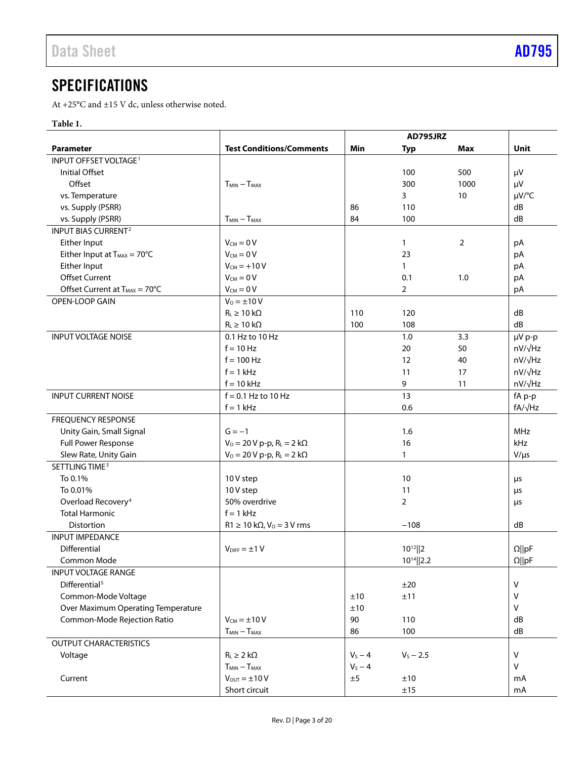## SPECIFICATIONS

At +25°C and ±15 V dc, unless otherwise noted.

**Table 1.**

| Parameter | Test Conditions/Comments | AD795JRZ | | | Unit |
|---|---|---|---|---|---|
| | | Min | Typ | Max | |
| INPUT OFFSET VOLTAGE[1] | | | | | |
| Initial Offset | | | 100 | 500 | μV |
| Offset | $T_{MIN} - T_{MAX}$ | | 300 | 1000 | μV |
| vs. Temperature | | | 3 | 10 | μV/°C |
| vs. Supply (PSRR) | | 86 | 110 | | dB |
| vs. Supply (PSRR) | $T_{MIN} - T_{MAX}$ | 84 | 100 | | dB |
| INPUT BIAS CURRENT[2] | | | | | |
| Either Input | $V_{CM} = 0$ V | | 1 | 2 | pA |
| Either Input at $T_{MAX} = 70°C$ | $V_{CM} = 0$ V | | 23 | | pA |
| Either Input | $V_{CM} = +10$ V | | 1 | | pA |
| Offset Current | $V_{CM} = 0$ V | | 0.1 | 1.0 | pA |
| Offset Current at $T_{MAX} = 70°C$ | $V_{CM} = 0$ V | | 2 | | pA |
| OPEN-LOOP GAIN | $V_O = \pm10$ V | | | | |
| | $R_L \geq 10$ kΩ | 110 | 120 | | dB |
| | $R_L \geq 10$ kΩ | 100 | 108 | | dB |
| INPUT VOLTAGE NOISE | 0.1 Hz to 10 Hz | | 1.0 | 3.3 | μV p-p |
| | f = 10 Hz | | 20 | 50 | nV/√Hz |
| | f = 100 Hz | | 12 | 40 | nV/√Hz |
| | f = 1 kHz | | 11 | 17 | nV/√Hz |
| | f = 10 kHz | | 9 | 11 | nV/√Hz |
| INPUT CURRENT NOISE | f = 0.1 Hz to 10 Hz | | 13 | | fA p-p |
| | f = 1 kHz | | 0.6 | | fA/√Hz |
| FREQUENCY RESPONSE | | | | | |
| Unity Gain, Small Signal | G = −1 | | 1.6 | | MHz |
| Full Power Response | $V_O = 20$ V p-p, $R_L = 2$ kΩ | | 16 | | kHz |
| Slew Rate, Unity Gain | $V_O = 20$ V p-p, $R_L = 2$ kΩ | | 1 | | V/μs |
| SETTLING TIME[3] | | | | | |
| To 0.1% | 10 V step | | 10 | | μs |
| To 0.01% | 10 V step | | 11 | | μs |
| Overload Recovery[4] | 50% overdrive | | 2 | | μs |
| Total Harmonic Distortion | f = 1 kHz, R1 ≥ 10 kΩ, $V_O = 3$ V rms | | −108 | | dB |
| INPUT IMPEDANCE | | | | | |
| Differential | $V_{DIFF} = \pm1$ V | | $10^{12}$‖2 | | Ω‖pF |
| Common Mode | | | $10^{14}$‖2.2 | | Ω‖pF |
| INPUT VOLTAGE RANGE | | | | | |
| Differential[5] | | | ±20 | | V |
| Common-Mode Voltage | | ±10 | ±11 | | V |
| Over Maximum Operating Temperature | | ±10 | | | V |
| Common-Mode Rejection Ratio | $V_{CM} = \pm10$ V | 90 | 110 | | dB |
| | $T_{MIN} - T_{MAX}$ | 86 | 100 | | dB |
| OUTPUT CHARACTERISTICS | | | | | |
| Voltage | $R_L \geq 2$ kΩ | $V_S - 4$ | $V_S - 2.5$ | | V |
| | $T_{MIN} - T_{MAX}$ | $V_S - 4$ | | | V |
| Current | $V_{OUT} = \pm10$ V | ±5 | ±10 | | mA |
| | Short circuit | | ±15 | | mA |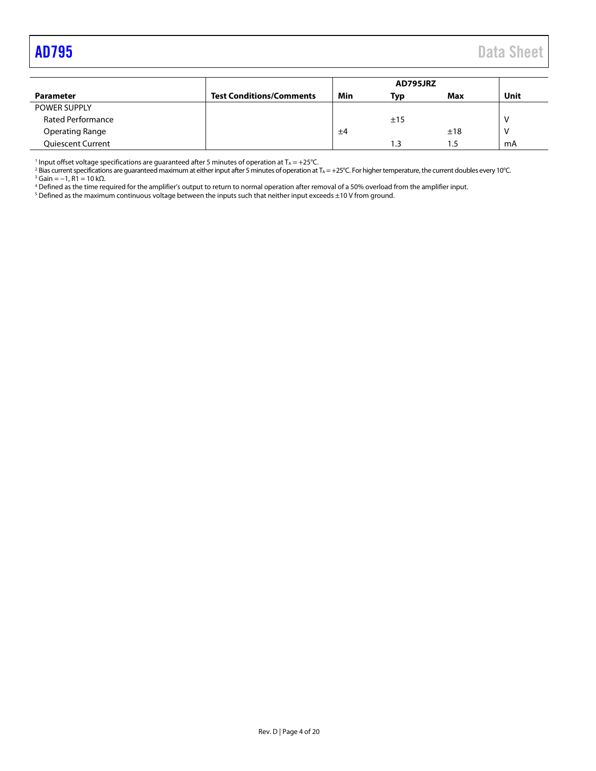| Parameter | Test Conditions/Comments | AD795JRZ | | | Unit |
|---|---|---|---|---|---|
| | | Min | Typ | Max | |
| POWER SUPPLY | | | | | |
| Rated Performance | | | ±15 | | V |
| Operating Range | | ±4 | | ±18 | V |
| Quiescent Current | | | 1.3 | 1.5 | mA |

[1] Input offset voltage specifications are guaranteed after 5 minutes of operation at $T_A = +25°C$.
[2] Bias current specifications are guaranteed maximum at either input after 5 minutes of operation at $T_A = +25°C$. For higher temperature, the current doubles every 10°C.
[3] Gain = −1, R1 = 10 kΩ.
[4] Defined as the time required for the amplifier's output to return to normal operation after removal of a 50% overload from the amplifier input.
[5] Defined as the maximum continuous voltage between the inputs such that neither input exceeds ±10 V from ground.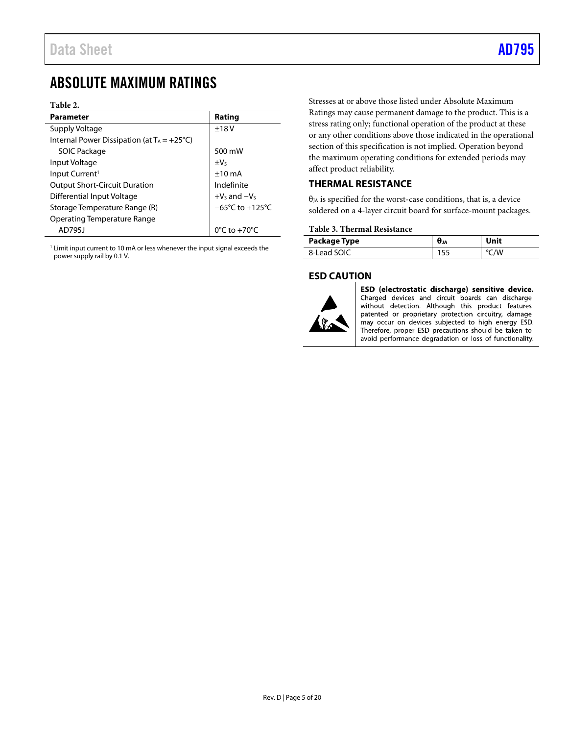# ABSOLUTE MAXIMUM RATINGS

**Table 2.**

| Parameter | Rating |
|---|---|
| Supply Voltage | ±18 V |
| Internal Power Dissipation (at $T_A = +25°C$) | |
| SOIC Package | 500 mW |
| Input Voltage | $±V_S$ |
| Input Current[1] | ±10 mA |
| Output Short-Circuit Duration | Indefinite |
| Differential Input Voltage | $+V_S$ and $−V_S$ |
| Storage Temperature Range (R) | −65°C to +125°C |
| Operating Temperature Range | |
| AD795J | 0°C to +70°C |

[1] Limit input current to 10 mA or less whenever the input signal exceeds the power supply rail by 0.1 V.

Stresses at or above those listed under Absolute Maximum Ratings may cause permanent damage to the product. This is a stress rating only; functional operation of the product at these or any other conditions above those indicated in the operational section of this specification is not implied. Operation beyond the maximum operating conditions for extended periods may affect product reliability.

## THERMAL RESISTANCE

$\theta_{JA}$ is specified for the worst-case conditions, that is, a device soldered on a 4-layer circuit board for surface-mount packages.

**Table 3. Thermal Resistance**

| Package Type | $\theta_{JA}$ | Unit |
|---|---|---|
| 8-Lead SOIC | 155 | °C/W |

## ESD CAUTION

**ESD (electrostatic discharge) sensitive device.** Charged devices and circuit boards can discharge without detection. Although this product features patented or proprietary protection circuitry, damage may occur on devices subjected to high energy ESD. Therefore, proper ESD precautions should be taken to avoid performance degradation or loss of functionality.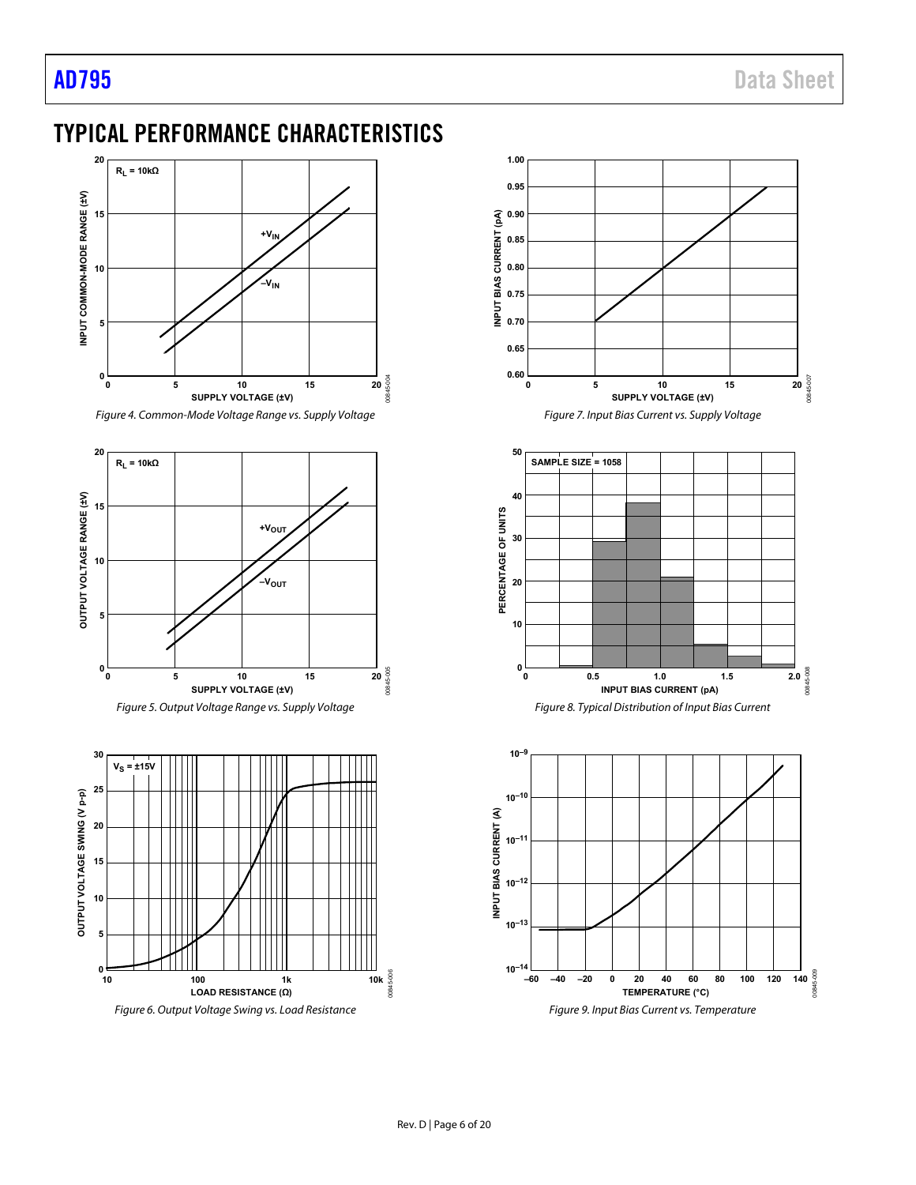## TYPICAL PERFORMANCE CHARACTERISTICS

Figure 4. Common-Mode Voltage Range vs. Supply Voltage

Figure 5. Output Voltage Range vs. Supply Voltage

Figure 6. Output Voltage Swing vs. Load Resistance

Figure 7. Input Bias Current vs. Supply Voltage

Figure 8. Typical Distribution of Input Bias Current

Figure 9. Input Bias Current vs. Temperature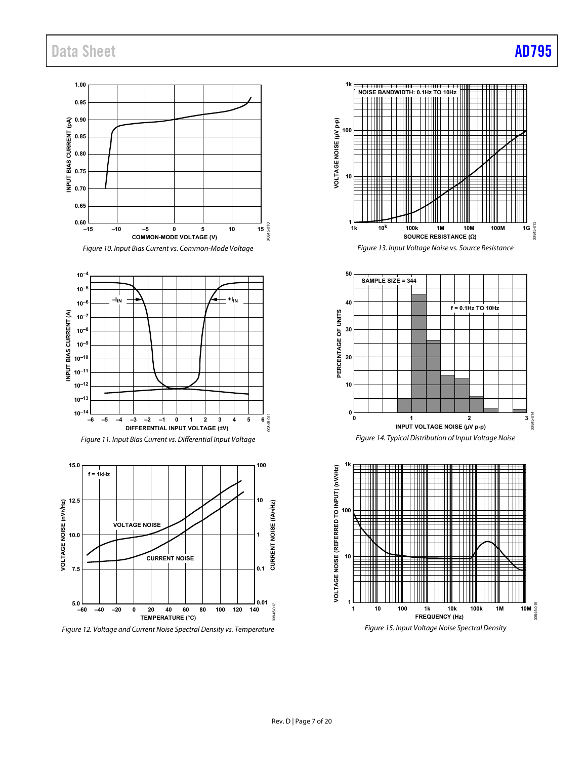Figure 10. Input Bias Current vs. Common-Mode Voltage

Figure 11. Input Bias Current vs. Differential Input Voltage

Figure 12. Voltage and Current Noise Spectral Density vs. Temperature

Figure 13. Input Voltage Noise vs. Source Resistance

Figure 14. Typical Distribution of Input Voltage Noise

Figure 15. Input Voltage Noise Spectral Density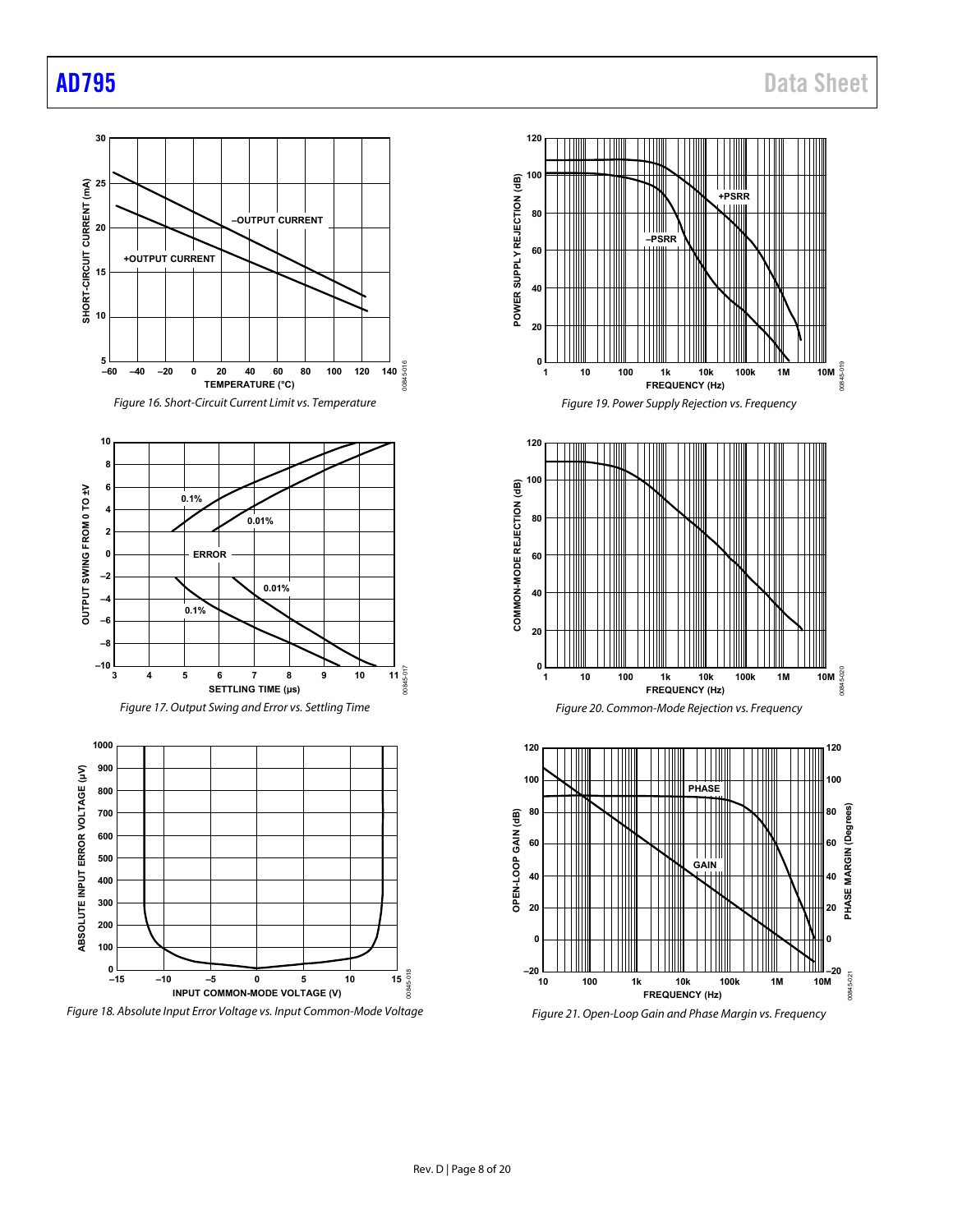Figure 16. Short-Circuit Current Limit vs. Temperature

Figure 17. Output Swing and Error vs. Settling Time

Figure 18. Absolute Input Error Voltage vs. Input Common-Mode Voltage

Figure 19. Power Supply Rejection vs. Frequency

Figure 20. Common-Mode Rejection vs. Frequency

Figure 21. Open-Loop Gain and Phase Margin vs. Frequency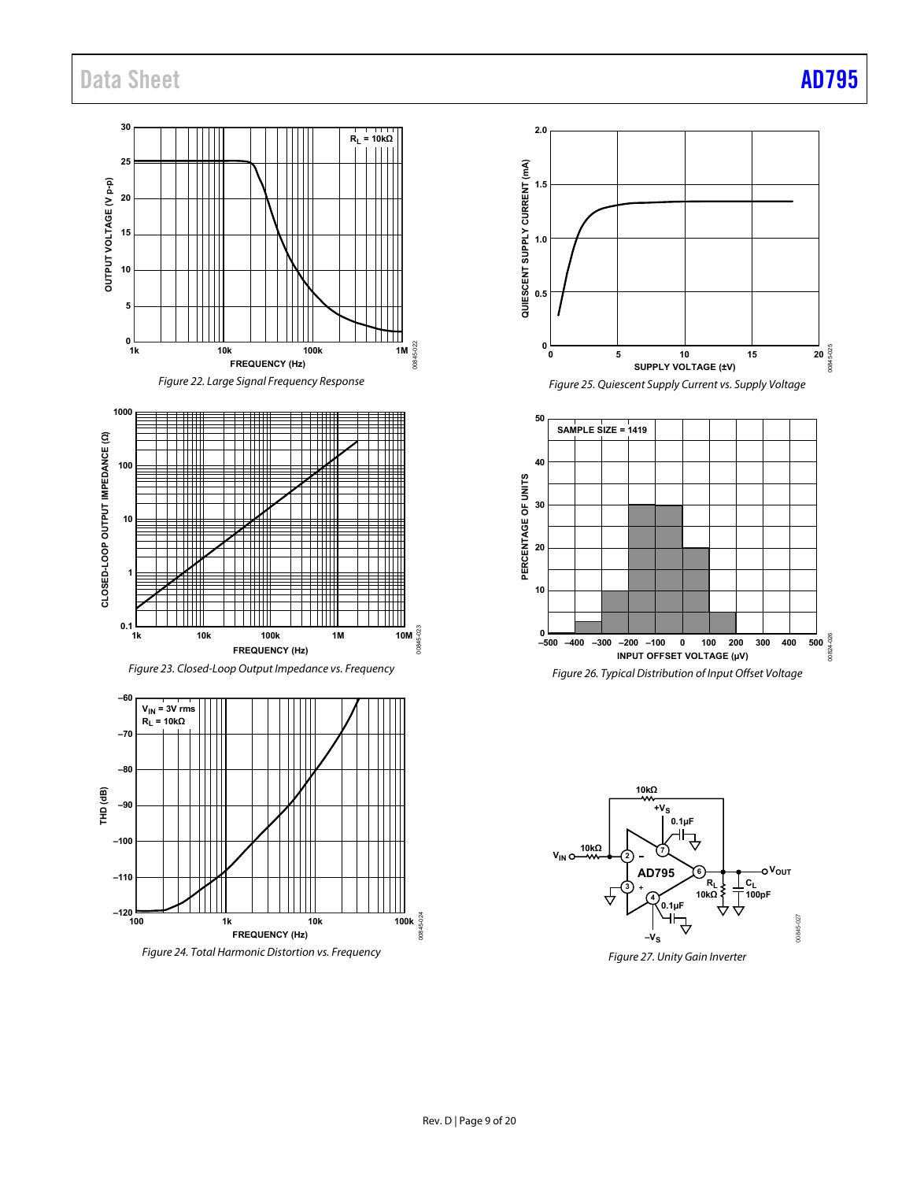Figure 22. Large Signal Frequency Response

Figure 23. Closed-Loop Output Impedance vs. Frequency

Figure 24. Total Harmonic Distortion vs. Frequency

Figure 25. Quiescent Supply Current vs. Supply Voltage

Figure 26. Typical Distribution of Input Offset Voltage

Figure 27. Unity Gain Inverter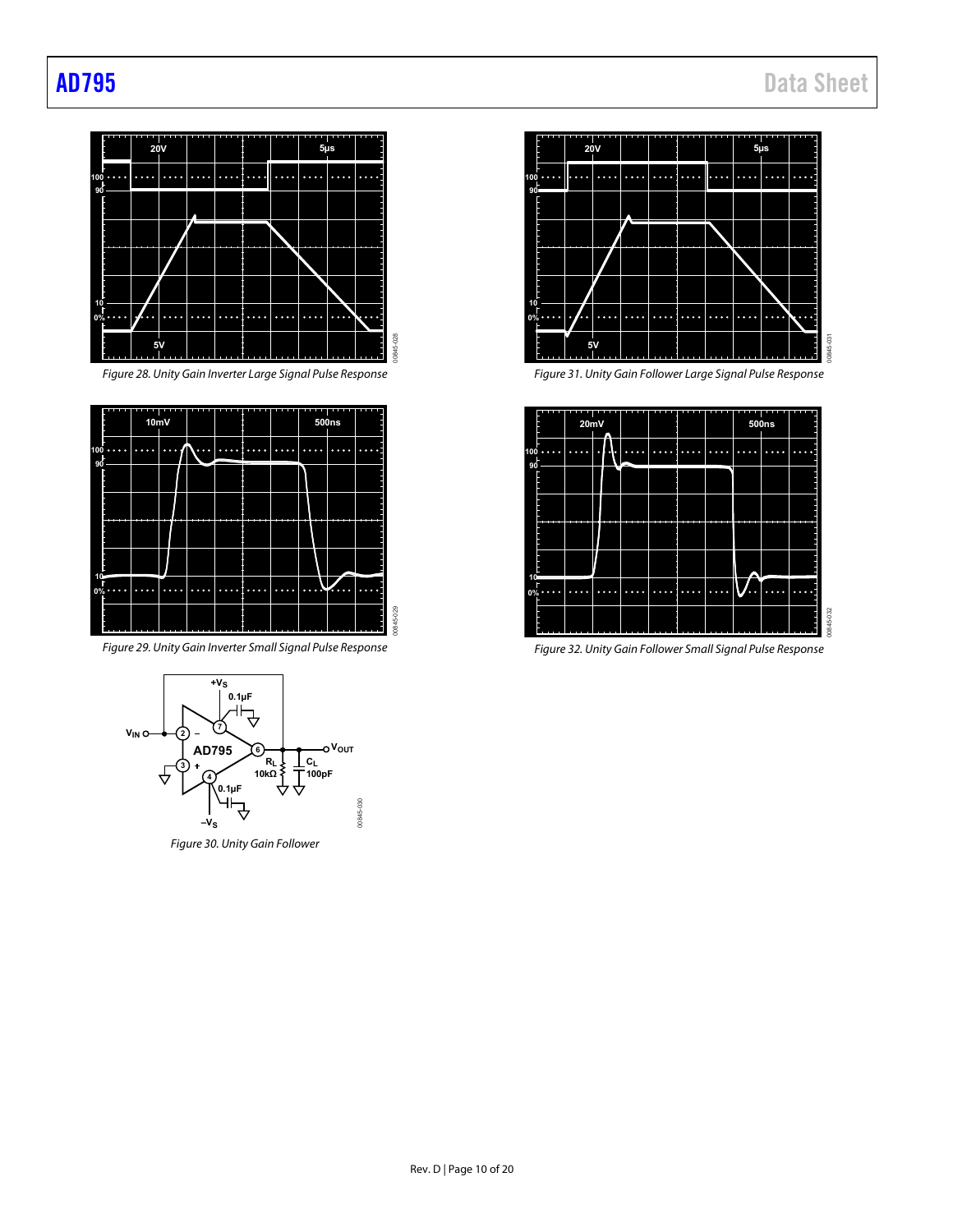Figure 28. Unity Gain Inverter Large Signal Pulse Response

Figure 29. Unity Gain Inverter Small Signal Pulse Response

Figure 30. Unity Gain Follower

Figure 31. Unity Gain Follower Large Signal Pulse Response

Figure 32. Unity Gain Follower Small Signal Pulse Response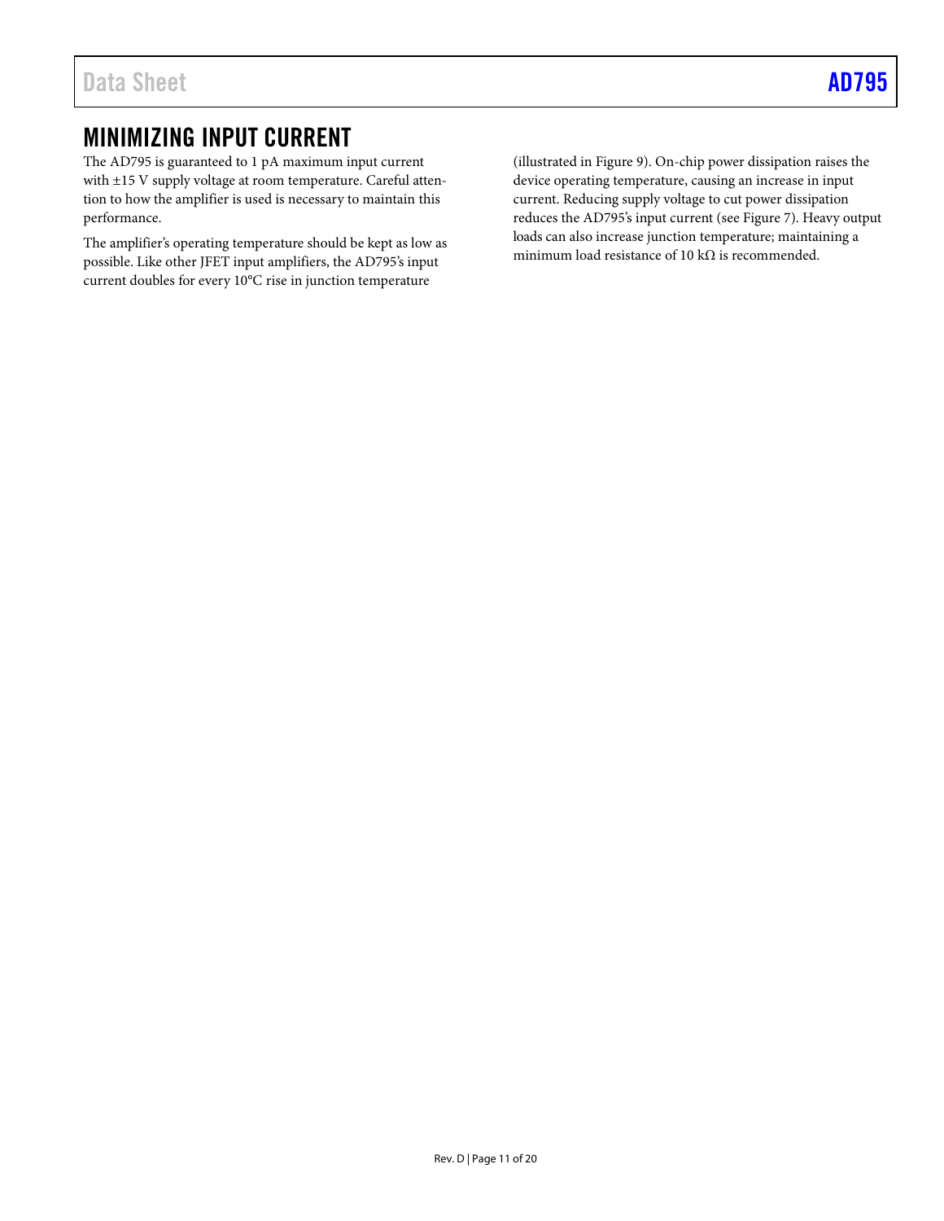## MINIMIZING INPUT CURRENT

The AD795 is guaranteed to 1 pA maximum input current with ±15 V supply voltage at room temperature. Careful attention to how the amplifier is used is necessary to maintain this performance.

The amplifier's operating temperature should be kept as low as possible. Like other JFET input amplifiers, the AD795's input current doubles for every 10°C rise in junction temperature (illustrated in Figure 9). On-chip power dissipation raises the device operating temperature, causing an increase in input current. Reducing supply voltage to cut power dissipation reduces the AD795's input current (see Figure 7). Heavy output loads can also increase junction temperature; maintaining a minimum load resistance of 10 kΩ is recommended.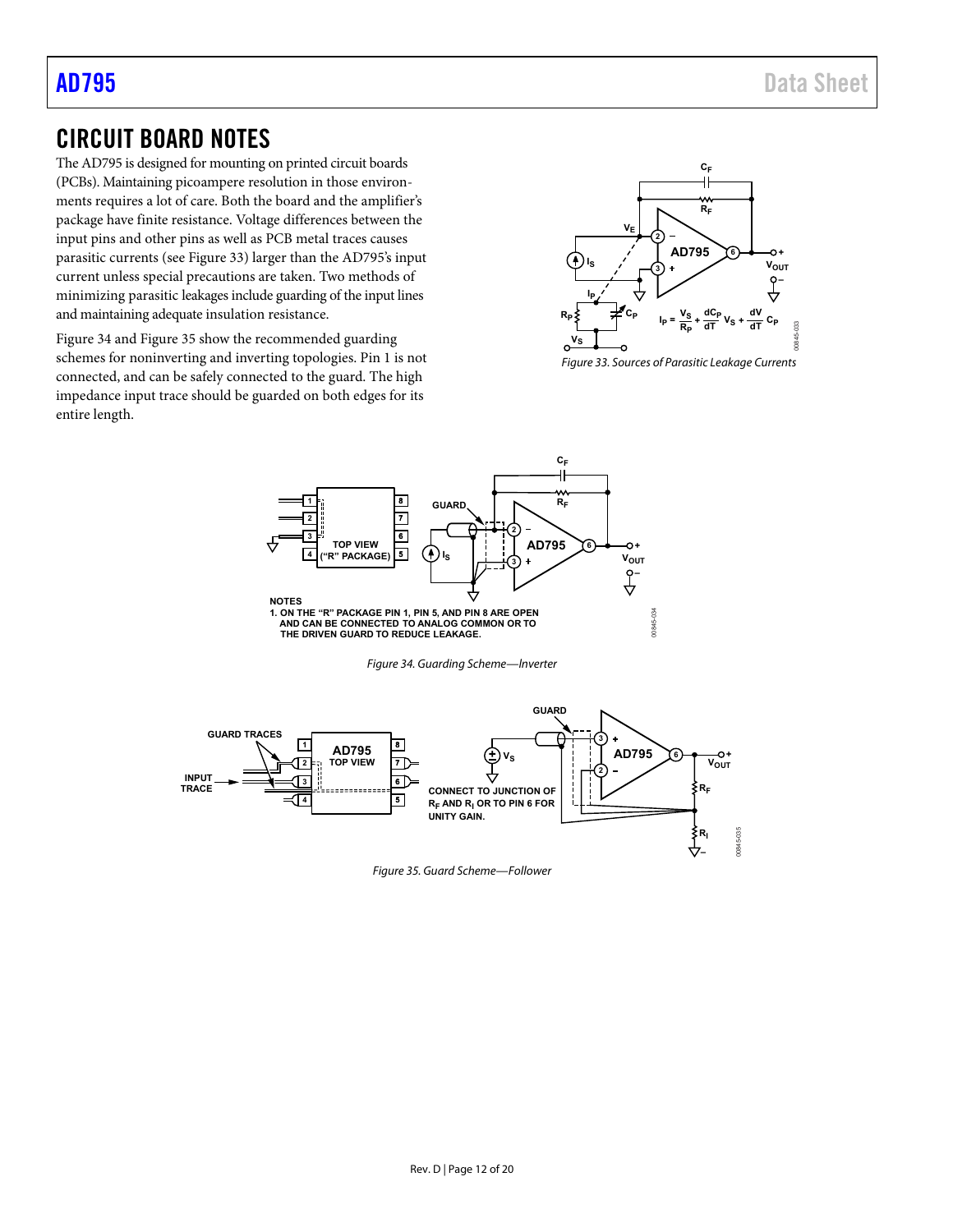## CIRCUIT BOARD NOTES

The AD795 is designed for mounting on printed circuit boards (PCBs). Maintaining picoampere resolution in those environments requires a lot of care. Both the board and the amplifier's package have finite resistance. Voltage differences between the input pins and other pins as well as PCB metal traces causes parasitic currents (see Figure 33) larger than the AD795's input current unless special precautions are taken. Two methods of minimizing parasitic leakages include guarding of the input lines and maintaining adequate insulation resistance.

Figure 34 and Figure 35 show the recommended guarding schemes for noninverting and inverting topologies. Pin 1 is not connected, and can be safely connected to the guard. The high impedance input trace should be guarded on both edges for its entire length.

$$I_P = \frac{V_S}{R_P} + \frac{dC_P}{dT} V_S + \frac{dV}{dT} C_P$$

*Figure 33. Sources of Parasitic Leakage Currents*

NOTES
1. ON THE "R" PACKAGE PIN 1, PIN 5, AND PIN 8 ARE OPEN AND CAN BE CONNECTED TO ANALOG COMMON OR TO THE DRIVEN GUARD TO REDUCE LEAKAGE.

*Figure 34. Guarding Scheme—Inverter*

CONNECT TO JUNCTION OF $R_F$ AND $R_I$ OR TO PIN 6 FOR UNITY GAIN.

*Figure 35. Guard Scheme—Follower*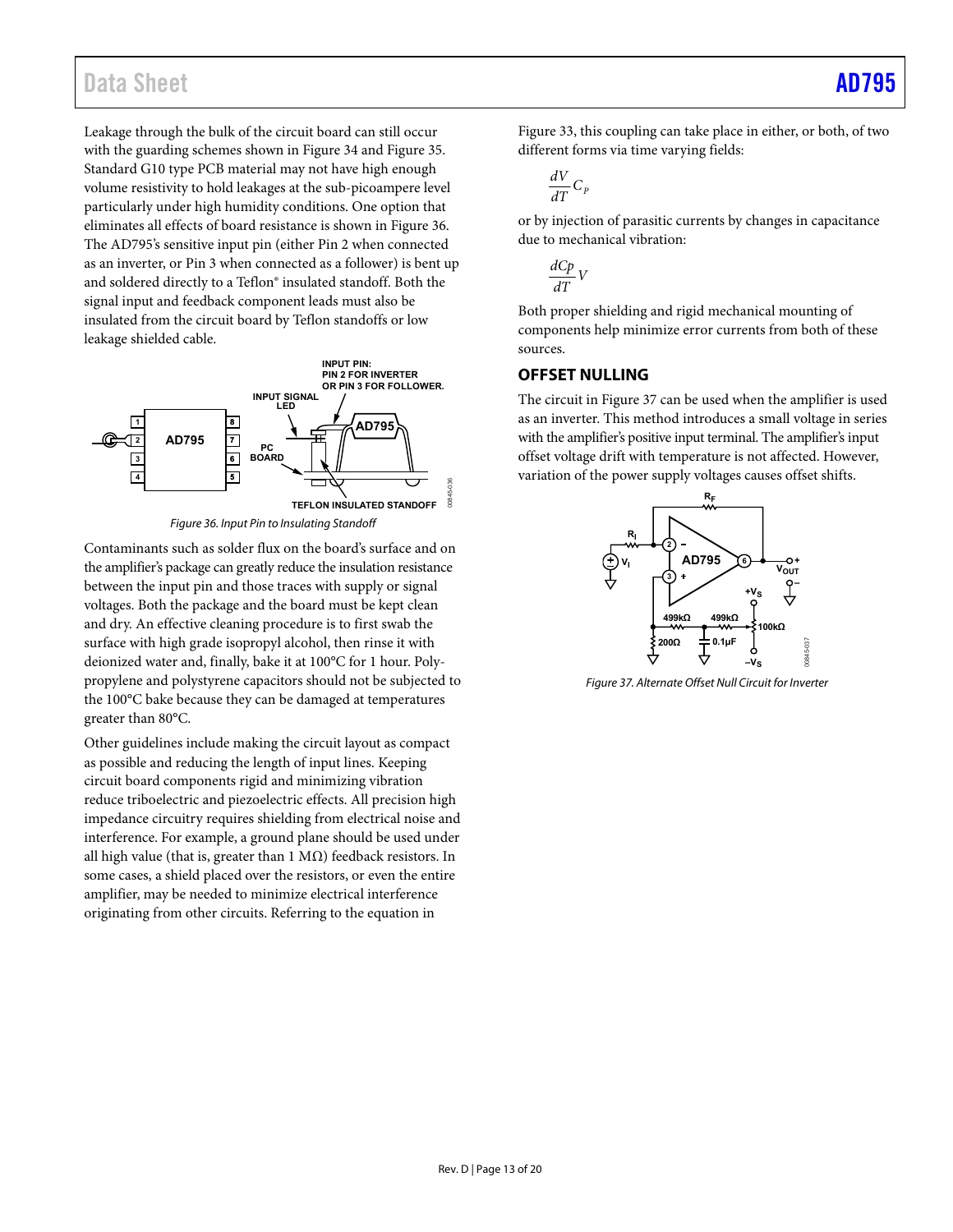Leakage through the bulk of the circuit board can still occur with the guarding schemes shown in Figure 34 and Figure 35. Standard G10 type PCB material may not have high enough volume resistivity to hold leakages at the sub-picoampere level particularly under high humidity conditions. One option that eliminates all effects of board resistance is shown in Figure 36. The AD795's sensitive input pin (either Pin 2 when connected as an inverter, or Pin 3 when connected as a follower) is bent up and soldered directly to a Teflon® insulated standoff. Both the signal input and feedback component leads must also be insulated from the circuit board by Teflon standoffs or low leakage shielded cable.

*Figure 36. Input Pin to Insulating Standoff*

Contaminants such as solder flux on the board's surface and on the amplifier's package can greatly reduce the insulation resistance between the input pin and those traces with supply or signal voltages. Both the package and the board must be kept clean and dry. An effective cleaning procedure is to first swab the surface with high grade isopropyl alcohol, then rinse it with deionized water and, finally, bake it at 100°C for 1 hour. Polypropylene and polystyrene capacitors should not be subjected to the 100°C bake because they can be damaged at temperatures greater than 80°C.

Other guidelines include making the circuit layout as compact as possible and reducing the length of input lines. Keeping circuit board components rigid and minimizing vibration reduce triboelectric and piezoelectric effects. All precision high impedance circuitry requires shielding from electrical noise and interference. For example, a ground plane should be used under all high value (that is, greater than 1 MΩ) feedback resistors. In some cases, a shield placed over the resistors, or even the entire amplifier, may be needed to minimize electrical interference originating from other circuits. Referring to the equation in Figure 33, this coupling can take place in either, or both, of two different forms via time varying fields:

$$\frac{dV}{dT} C_P$$

or by injection of parasitic currents by changes in capacitance due to mechanical vibration:

$$\frac{dCp}{dT} V$$

Both proper shielding and rigid mechanical mounting of components help minimize error currents from both of these sources.

## OFFSET NULLING

The circuit in Figure 37 can be used when the amplifier is used as an inverter. This method introduces a small voltage in series with the amplifier's positive input terminal. The amplifier's input offset voltage drift with temperature is not affected. However, variation of the power supply voltages causes offset shifts.

*Figure 37. Alternate Offset Null Circuit for Inverter*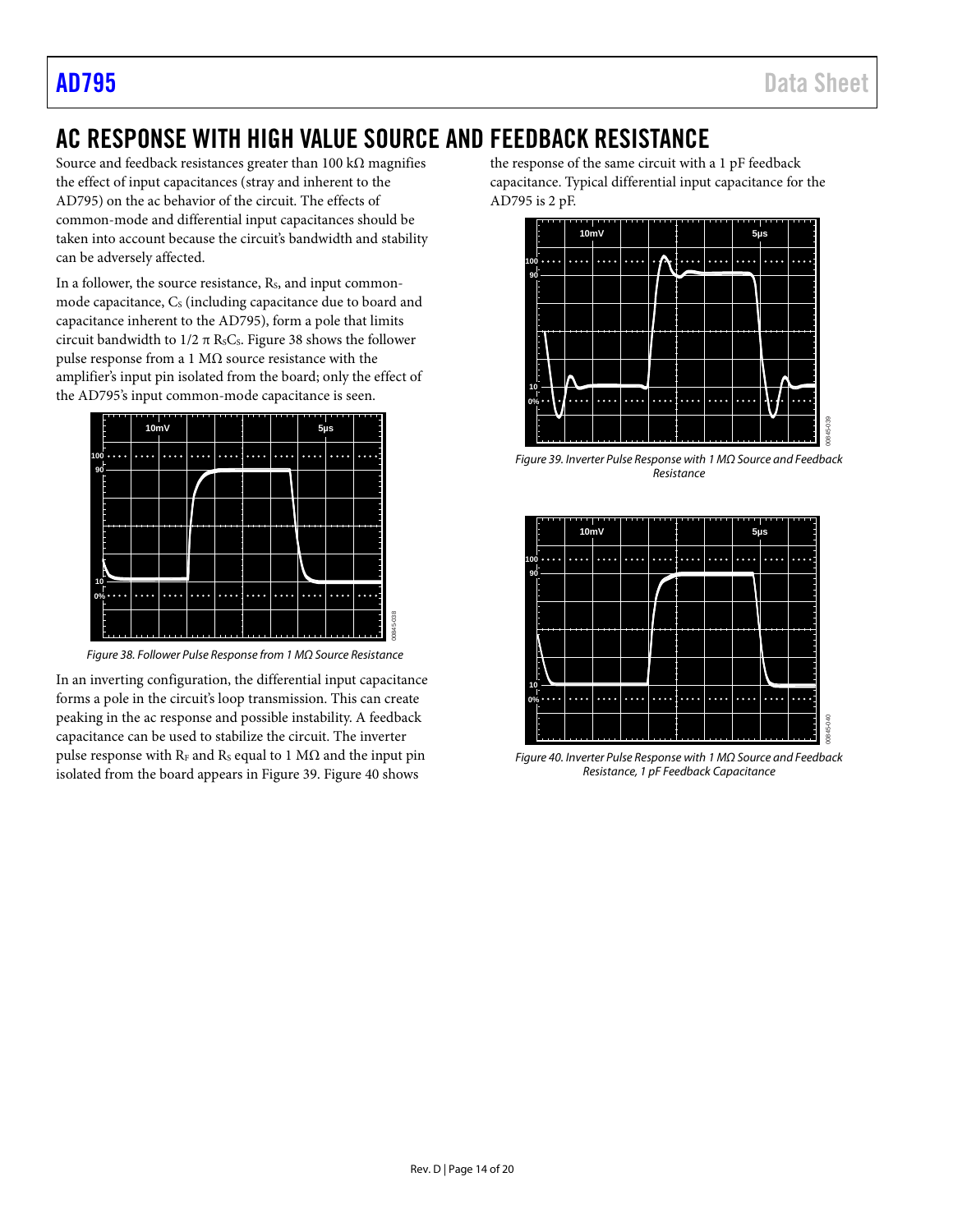## AC RESPONSE WITH HIGH VALUE SOURCE AND FEEDBACK RESISTANCE

Source and feedback resistances greater than 100 kΩ magnifies the effect of input capacitances (stray and inherent to the AD795) on the ac behavior of the circuit. The effects of common-mode and differential input capacitances should be taken into account because the circuit's bandwidth and stability can be adversely affected.

In a follower, the source resistance, $R_S$, and input common-mode capacitance, $C_S$ (including capacitance due to board and capacitance inherent to the AD795), form a pole that limits circuit bandwidth to $1/2 \pi R_S C_S$. Figure 38 shows the follower pulse response from a 1 MΩ source resistance with the amplifier's input pin isolated from the board; only the effect of the AD795's input common-mode capacitance is seen.

*Figure 38. Follower Pulse Response from 1 MΩ Source Resistance*

In an inverting configuration, the differential input capacitance forms a pole in the circuit's loop transmission. This can create peaking in the ac response and possible instability. A feedback capacitance can be used to stabilize the circuit. The inverter pulse response with $R_F$ and $R_S$ equal to 1 MΩ and the input pin isolated from the board appears in Figure 39. Figure 40 shows the response of the same circuit with a 1 pF feedback capacitance. Typical differential input capacitance for the AD795 is 2 pF.

*Figure 39. Inverter Pulse Response with 1 MΩ Source and Feedback Resistance*

*Figure 40. Inverter Pulse Response with 1 MΩ Source and Feedback Resistance, 1 pF Feedback Capacitance*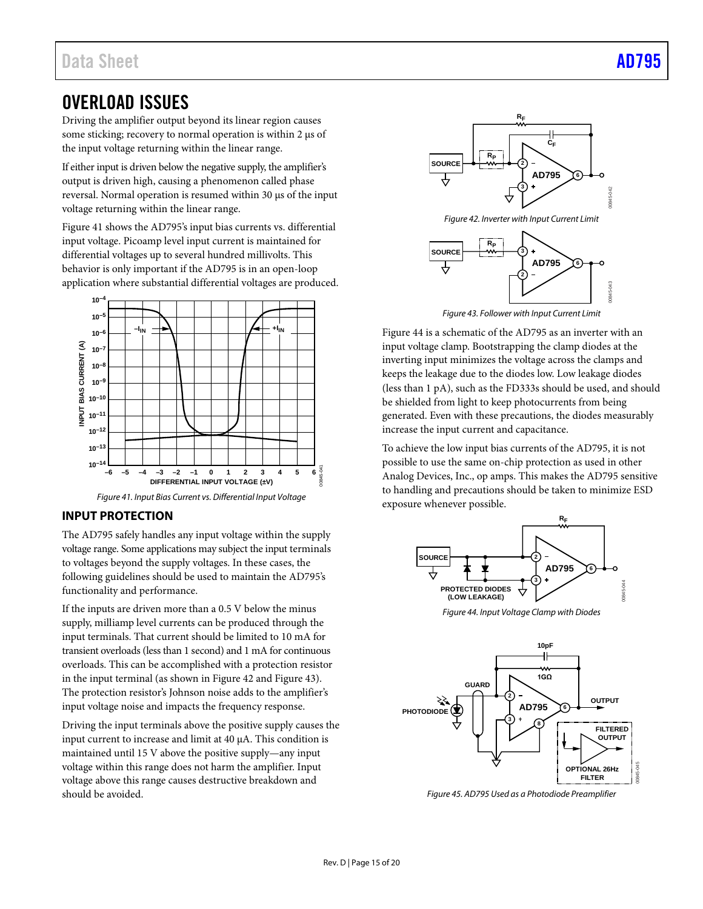## OVERLOAD ISSUES

Driving the amplifier output beyond its linear region causes some sticking; recovery to normal operation is within 2 µs of the input voltage returning within the linear range.

If either input is driven below the negative supply, the amplifier's output is driven high, causing a phenomenon called phase reversal. Normal operation is resumed within 30 µs of the input voltage returning within the linear range.

Figure 41 shows the AD795's input bias currents vs. differential input voltage. Picoamp level input current is maintained for differential voltages up to several hundred millivolts. This behavior is only important if the AD795 is in an open-loop application where substantial differential voltages are produced.

*Figure 41. Input Bias Current vs. Differential Input Voltage*

### INPUT PROTECTION

The AD795 safely handles any input voltage within the supply voltage range. Some applications may subject the input terminals to voltages beyond the supply voltages. In these cases, the following guidelines should be used to maintain the AD795's functionality and performance.

If the inputs are driven more than a 0.5 V below the minus supply, milliamp level currents can be produced through the input terminals. That current should be limited to 10 mA for transient overloads (less than 1 second) and 1 mA for continuous overloads. This can be accomplished with a protection resistor in the input terminal (as shown in Figure 42 and Figure 43). The protection resistor's Johnson noise adds to the amplifier's input voltage noise and impacts the frequency response.

Driving the input terminals above the positive supply causes the input current to increase and limit at 40 µA. This condition is maintained until 15 V above the positive supply—any input voltage within this range does not harm the amplifier. Input voltage above this range causes destructive breakdown and should be avoided.

*Figure 42. Inverter with Input Current Limit*

*Figure 43. Follower with Input Current Limit*

Figure 44 is a schematic of the AD795 as an inverter with an input voltage clamp. Bootstrapping the clamp diodes at the inverting input minimizes the voltage across the clamps and keeps the leakage due to the diodes low. Low leakage diodes (less than 1 pA), such as the FD333s should be used, and should be shielded from light to keep photocurrents from being generated. Even with these precautions, the diodes measurably increase the input current and capacitance.

To achieve the low input bias currents of the AD795, it is not possible to use the same on-chip protection as used in other Analog Devices, Inc., op amps. This makes the AD795 sensitive to handling and precautions should be taken to minimize ESD exposure whenever possible.

*Figure 44. Input Voltage Clamp with Diodes*

*Figure 45. AD795 Used as a Photodiode Preamplifier*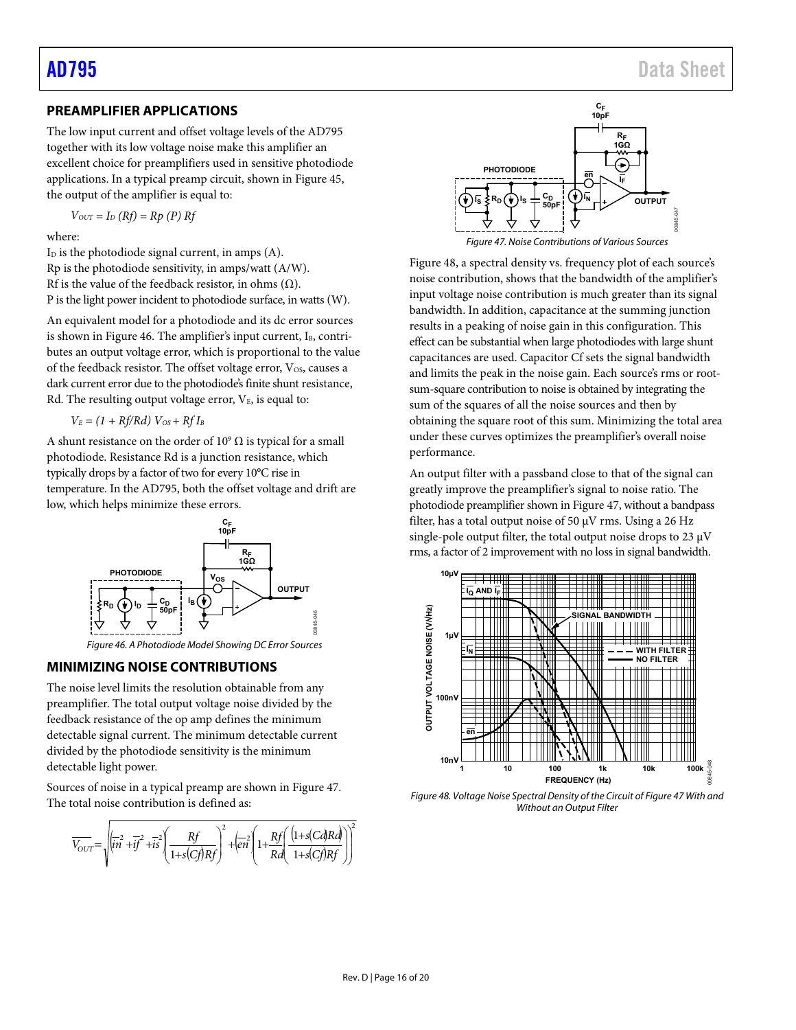## PREAMPLIFIER APPLICATIONS

The low input current and offset voltage levels of the AD795 together with its low voltage noise make this amplifier an excellent choice for preamplifiers used in sensitive photodiode applications. In a typical preamp circuit, shown in Figure 45, the output of the amplifier is equal to:

$$V_{OUT} = I_D (Rf) = Rp (P) Rf$$

where:

$I_D$ is the photodiode signal current, in amps (A).
Rp is the photodiode sensitivity, in amps/watt (A/W).
Rf is the value of the feedback resistor, in ohms (Ω).
P is the light power incident to photodiode surface, in watts (W).

An equivalent model for a photodiode and its dc error sources is shown in Figure 46. The amplifier's input current, $I_B$, contributes an output voltage error, which is proportional to the value of the feedback resistor. The offset voltage error, $V_{OS}$, causes a dark current error due to the photodiode's finite shunt resistance, Rd. The resulting output voltage error, $V_E$, is equal to:

$$V_E = (1 + Rf/Rd) V_{OS} + Rf\, I_B$$

A shunt resistance on the order of $10^9$ Ω is typical for a small photodiode. Resistance Rd is a junction resistance, which typically drops by a factor of two for every 10°C rise in temperature. In the AD795, both the offset voltage and drift are low, which helps minimize these errors.

Figure 46. A Photodiode Model Showing DC Error Sources

## MINIMIZING NOISE CONTRIBUTIONS

The noise level limits the resolution obtainable from any preamplifier. The total output voltage noise divided by the feedback resistance of the op amp defines the minimum detectable signal current. The minimum detectable current divided by the photodiode sensitivity is the minimum detectable light power.

Sources of noise in a typical preamp are shown in Figure 47. The total noise contribution is defined as:

$$\overline{V_{OUT}} = \sqrt{\left(\overline{in}^2 + \overline{if}^2 + \overline{is}^2\right)\left(\frac{Rf}{1+s(Cf)Rf}\right)^2 + \left(\overline{en}^2\right)\left(1+\frac{Rf}{Rd}\left(\frac{(1+s(Cd)Rd)}{1+s(Cf)Rf}\right)\right)^2}$$

Figure 47. Noise Contributions of Various Sources

Figure 48, a spectral density vs. frequency plot of each source's noise contribution, shows that the bandwidth of the amplifier's input voltage noise contribution is much greater than its signal bandwidth. In addition, capacitance at the summing junction results in a peaking of noise gain in this configuration. This effect can be substantial when large photodiodes with large shunt capacitances are used. Capacitor Cf sets the signal bandwidth and limits the peak in the noise gain. Each source's rms or root-sum-square contribution to noise is obtained by integrating the sum of the squares of all the noise sources and then by obtaining the square root of this sum. Minimizing the total area under these curves optimizes the preamplifier's overall noise performance.

An output filter with a passband close to that of the signal can greatly improve the preamplifier's signal to noise ratio. The photodiode preamplifier shown in Figure 47, without a bandpass filter, has a total output noise of 50 μV rms. Using a 26 Hz single-pole output filter, the total output noise drops to 23 μV rms, a factor of 2 improvement with no loss in signal bandwidth.

Figure 48. Voltage Noise Spectral Density of the Circuit of Figure 47 With and Without an Output Filter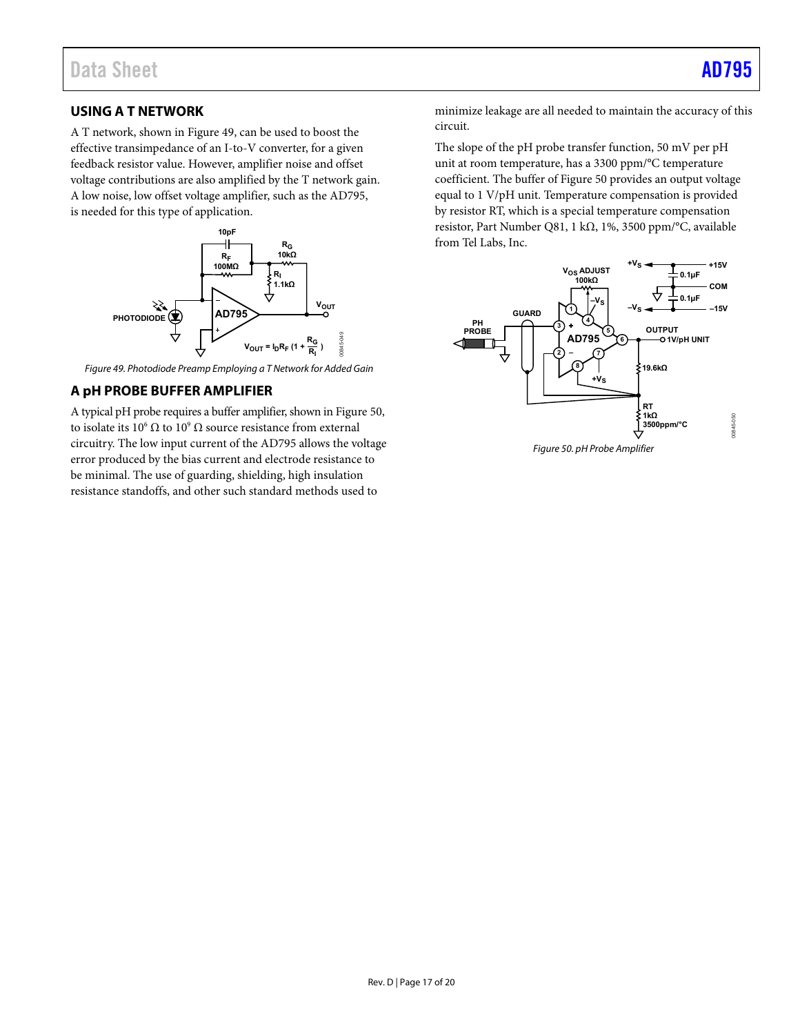## USING A T NETWORK

A T network, shown in Figure 49, can be used to boost the effective transimpedance of an I-to-V converter, for a given feedback resistor value. However, amplifier noise and offset voltage contributions are also amplified by the T network gain. A low noise, low offset voltage amplifier, such as the AD795, is needed for this type of application.

*Figure 49. Photodiode Preamp Employing a T Network for Added Gain*

## A pH PROBE BUFFER AMPLIFIER

A typical pH probe requires a buffer amplifier, shown in Figure 50, to isolate its $10^6$ Ω to $10^9$ Ω source resistance from external circuitry. The low input current of the AD795 allows the voltage error produced by the bias current and electrode resistance to be minimal. The use of guarding, shielding, high insulation resistance standoffs, and other such standard methods used to minimize leakage are all needed to maintain the accuracy of this circuit.

The slope of the pH probe transfer function, 50 mV per pH unit at room temperature, has a 3300 ppm/°C temperature coefficient. The buffer of Figure 50 provides an output voltage equal to 1 V/pH unit. Temperature compensation is provided by resistor RT, which is a special temperature compensation resistor, Part Number Q81, 1 kΩ, 1%, 3500 ppm/°C, available from Tel Labs, Inc.

*Figure 50. pH Probe Amplifier*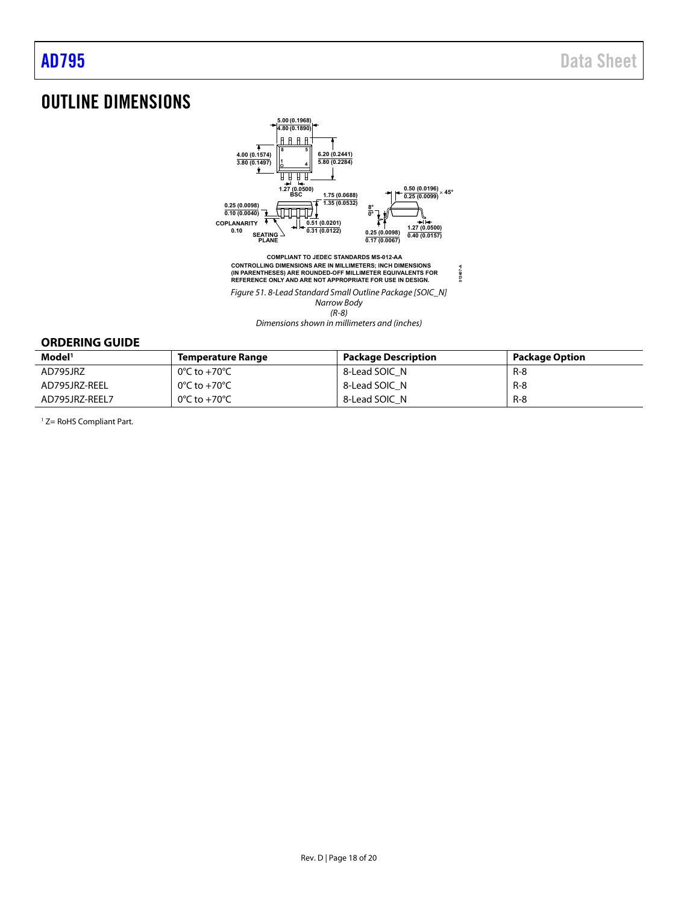# OUTLINE DIMENSIONS

COMPLIANT TO JEDEC STANDARDS MS-012-AA
CONTROLLING DIMENSIONS ARE IN MILLIMETERS; INCH DIMENSIONS (IN PARENTHESES) ARE ROUNDED-OFF MILLIMETER EQUIVALENTS FOR REFERENCE ONLY AND ARE NOT APPROPRIATE FOR USE IN DESIGN.

*Figure 51. 8-Lead Standard Small Outline Package [SOIC_N] Narrow Body (R-8) Dimensions shown in millimeters and (inches)*

## ORDERING GUIDE

| Model[1] | Temperature Range | Package Description | Package Option |
|---|---|---|---|
| AD795JRZ | 0°C to +70°C | 8-Lead SOIC_N | R-8 |
| AD795JRZ-REEL | 0°C to +70°C | 8-Lead SOIC_N | R-8 |
| AD795JRZ-REEL7 | 0°C to +70°C | 8-Lead SOIC_N | R-8 |

[1] Z= RoHS Compliant Part.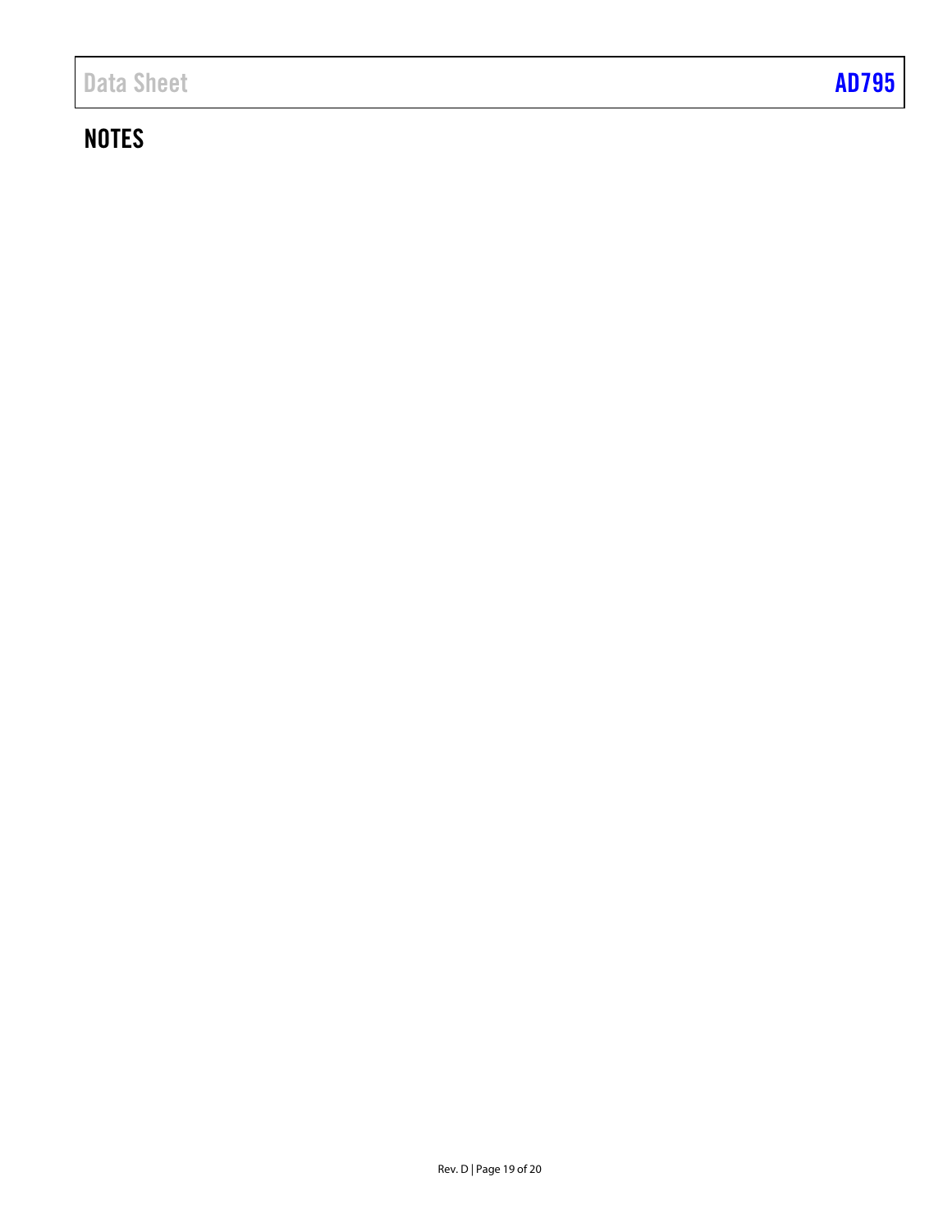## NOTES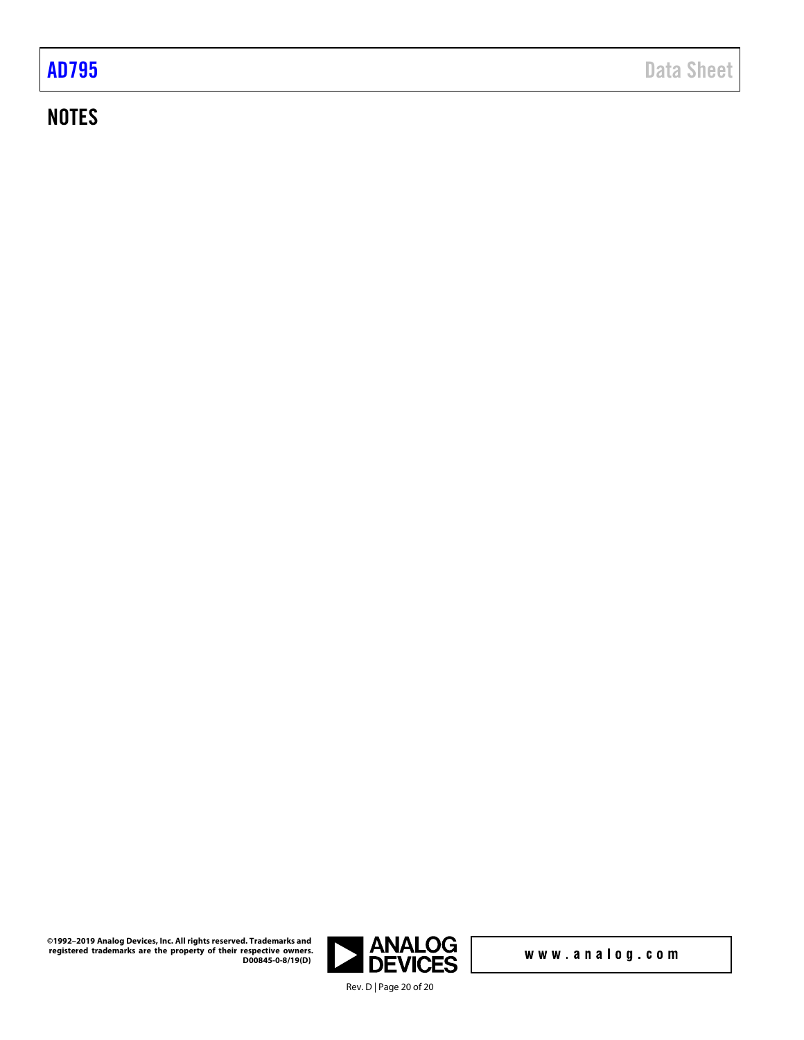## NOTES

©1992–2019 Analog Devices, Inc. All rights reserved. Trademarks and registered trademarks are the property of their respective owners.
D00845-0-8/19(D)

www.analog.com